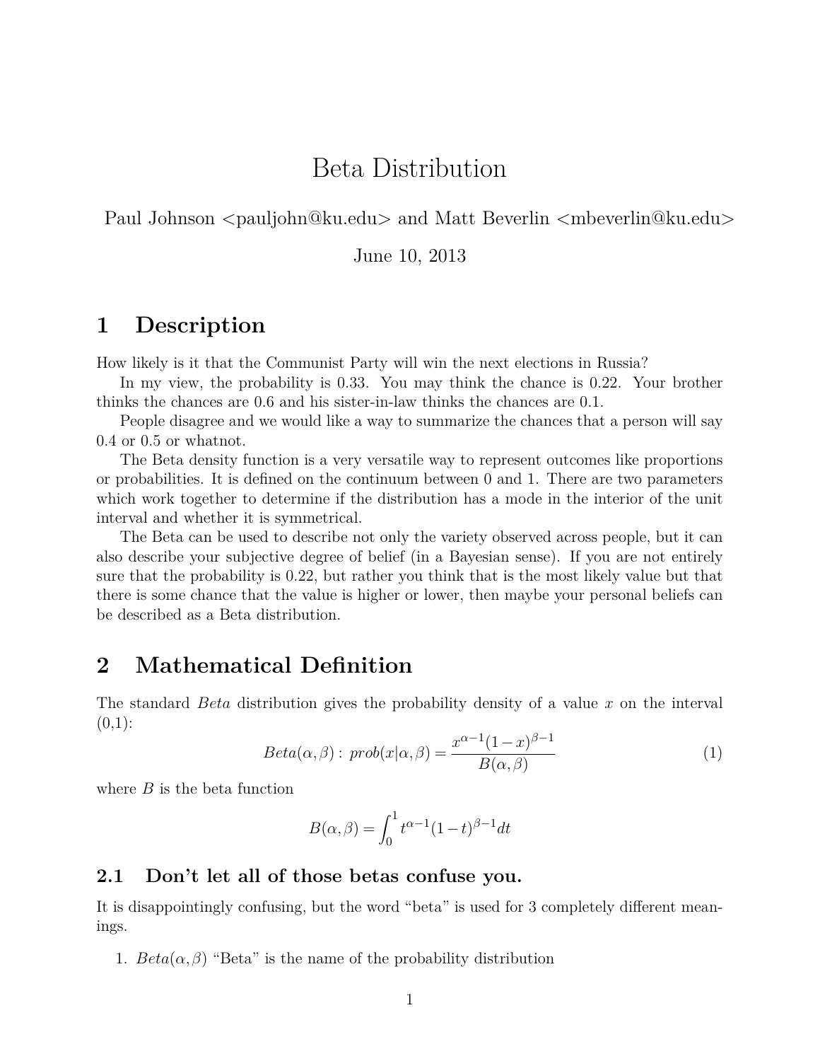# Beta Distribution

Paul Johnson <pauljohn@ku.edu> and Matt Beverlin <mbeverlin@ku.edu>

June 10, 2013

## 1 Description

How likely is it that the Communist Party will win the next elections in Russia?

In my view, the probability is 0.33. You may think the chance is 0.22. Your brother thinks the chances are 0.6 and his sister-in-law thinks the chances are 0.1.

People disagree and we would like a way to summarize the chances that a person will say 0.4 or 0.5 or whatnot.

The Beta density function is a very versatile way to represent outcomes like proportions or probabilities. It is defined on the continuum between 0 and 1. There are two parameters which work together to determine if the distribution has a mode in the interior of the unit interval and whether it is symmetrical.

The Beta can be used to describe not only the variety observed across people, but it can also describe your subjective degree of belief (in a Bayesian sense). If you are not entirely sure that the probability is 0.22, but rather you think that is the most likely value but that there is some chance that the value is higher or lower, then maybe your personal beliefs can be described as a Beta distribution.

## 2 Mathematical Definition

The standard *Beta* distribution gives the probability density of a value $x$ on the interval (0,1):

$$Beta(\alpha,\beta):\ prob(x|\alpha,\beta) = \frac{x^{\alpha-1}(1-x)^{\beta-1}}{B(\alpha,\beta)} \tag{1}$$

where $B$ is the beta function

$$B(\alpha,\beta) = \int_0^1 t^{\alpha-1}(1-t)^{\beta-1}dt$$

### 2.1 Don't let all of those betas confuse you.

It is disappointingly confusing, but the word "beta" is used for 3 completely different meanings.

1. $Beta(\alpha,\beta)$ "Beta" is the name of the probability distribution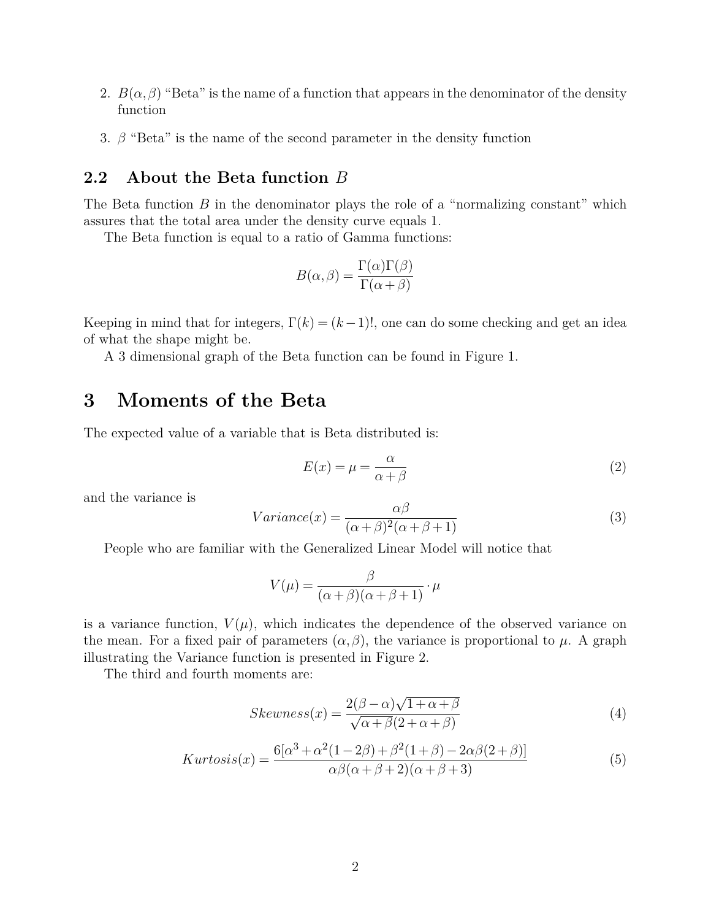2. $B(\alpha, \beta)$ "Beta" is the name of a function that appears in the denominator of the density function

3. $\beta$ "Beta" is the name of the second parameter in the density function

### 2.2 About the Beta function $B$

The Beta function $B$ in the denominator plays the role of a "normalizing constant" which assures that the total area under the density curve equals 1.

The Beta function is equal to a ratio of Gamma functions:

$$B(\alpha, \beta) = \frac{\Gamma(\alpha)\Gamma(\beta)}{\Gamma(\alpha+\beta)}$$

Keeping in mind that for integers, $\Gamma(k) = (k-1)!$, one can do some checking and get an idea of what the shape might be.

A 3 dimensional graph of the Beta function can be found in Figure 1.

## 3 Moments of the Beta

The expected value of a variable that is Beta distributed is:

$$E(x) = \mu = \frac{\alpha}{\alpha+\beta} \tag{2}$$

and the variance is

$$Variance(x) = \frac{\alpha\beta}{(\alpha+\beta)^2(\alpha+\beta+1)} \tag{3}$$

People who are familiar with the Generalized Linear Model will notice that

$$V(\mu) = \frac{\beta}{(\alpha+\beta)(\alpha+\beta+1)} \cdot \mu$$

is a variance function, $V(\mu)$, which indicates the dependence of the observed variance on the mean. For a fixed pair of parameters $(\alpha, \beta)$, the variance is proportional to $\mu$. A graph illustrating the Variance function is presented in Figure 2.

The third and fourth moments are:

$$Skewness(x) = \frac{2(\beta-\alpha)\sqrt{1+\alpha+\beta}}{\sqrt{\alpha+\beta}(2+\alpha+\beta)} \tag{4}$$

$$Kurtosis(x) = \frac{6[\alpha^3+\alpha^2(1-2\beta)+\beta^2(1+\beta)-2\alpha\beta(2+\beta)]}{\alpha\beta(\alpha+\beta+2)(\alpha+\beta+3)} \tag{5}$$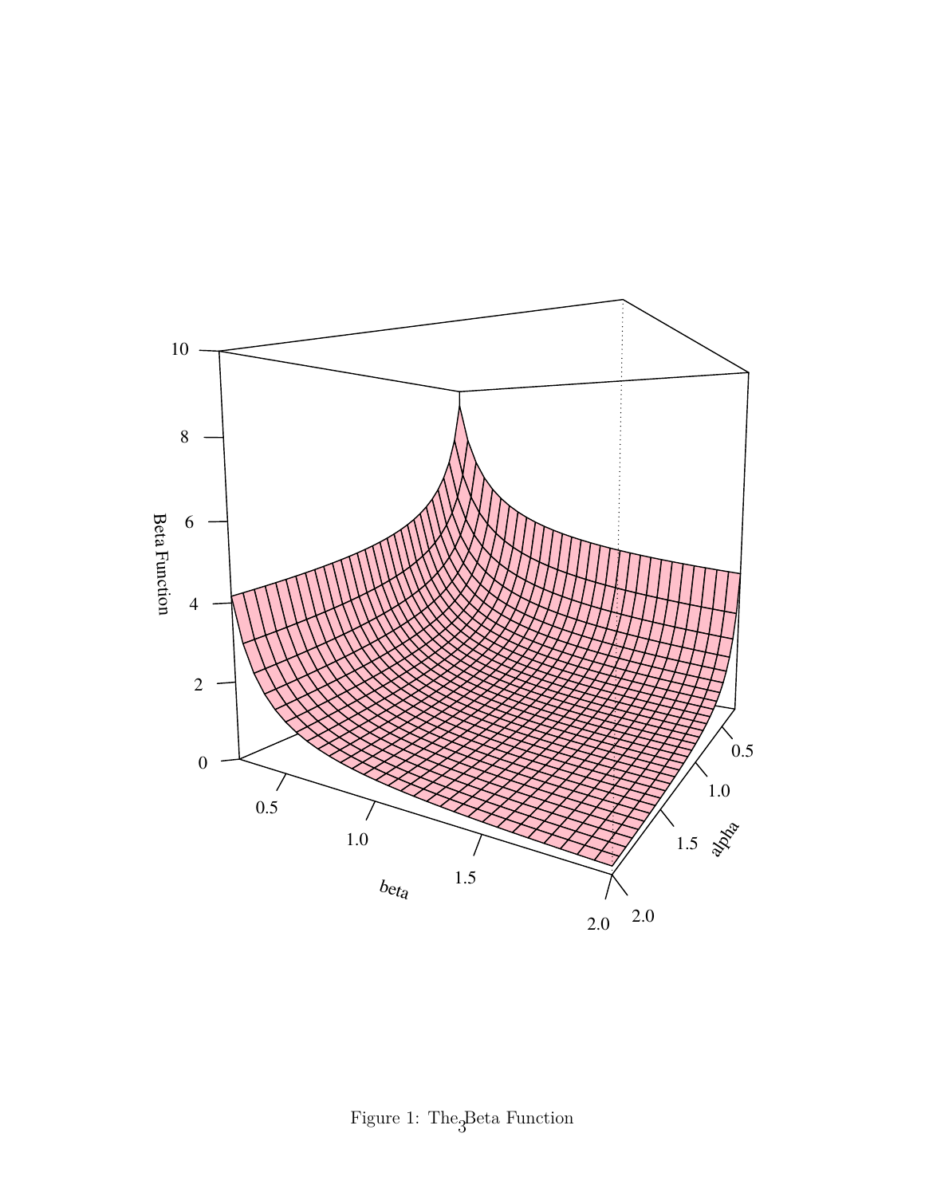Figure 1: The Beta Function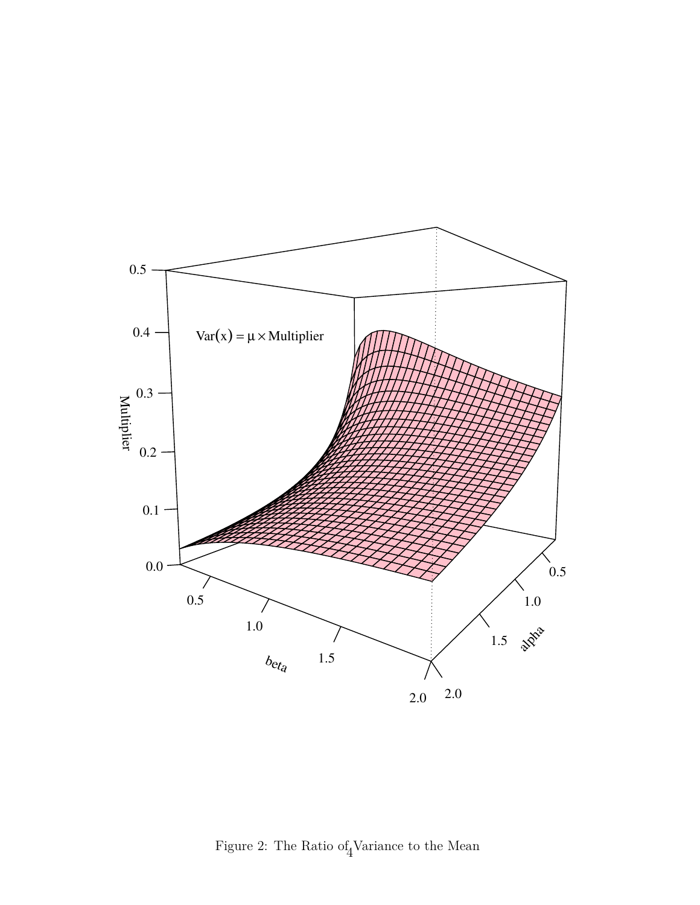Figure 2: The Ratio of Variance to the Mean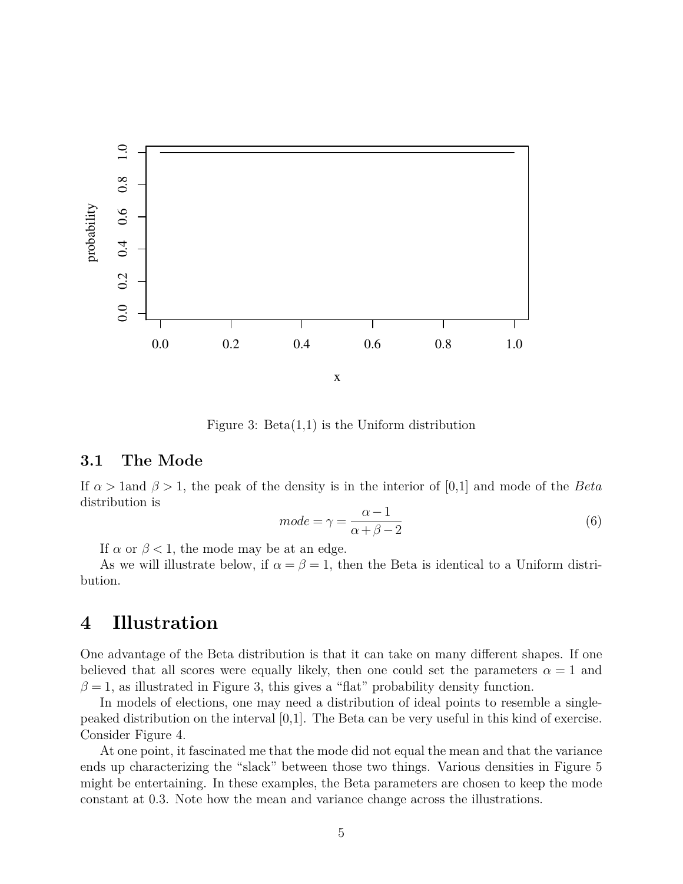Figure 3: Beta(1,1) is the Uniform distribution

### 3.1 The Mode

If $\alpha > 1$and $\beta > 1$, the peak of the density is in the interior of [0,1] and mode of the *Beta* distribution is

$$mode = \gamma = \frac{\alpha - 1}{\alpha + \beta - 2} \tag{6}$$

If $\alpha$ or $\beta < 1$, the mode may be at an edge.

As we will illustrate below, if $\alpha = \beta = 1$, then the Beta is identical to a Uniform distribution.

## 4 Illustration

One advantage of the Beta distribution is that it can take on many different shapes. If one believed that all scores were equally likely, then one could set the parameters $\alpha = 1$ and $\beta = 1$, as illustrated in Figure 3, this gives a "flat" probability density function.

In models of elections, one may need a distribution of ideal points to resemble a single-peaked distribution on the interval [0,1]. The Beta can be very useful in this kind of exercise. Consider Figure 4.

At one point, it fascinated me that the mode did not equal the mean and that the variance ends up characterizing the "slack" between those two things. Various densities in Figure 5 might be entertaining. In these examples, the Beta parameters are chosen to keep the mode constant at 0.3. Note how the mean and variance change across the illustrations.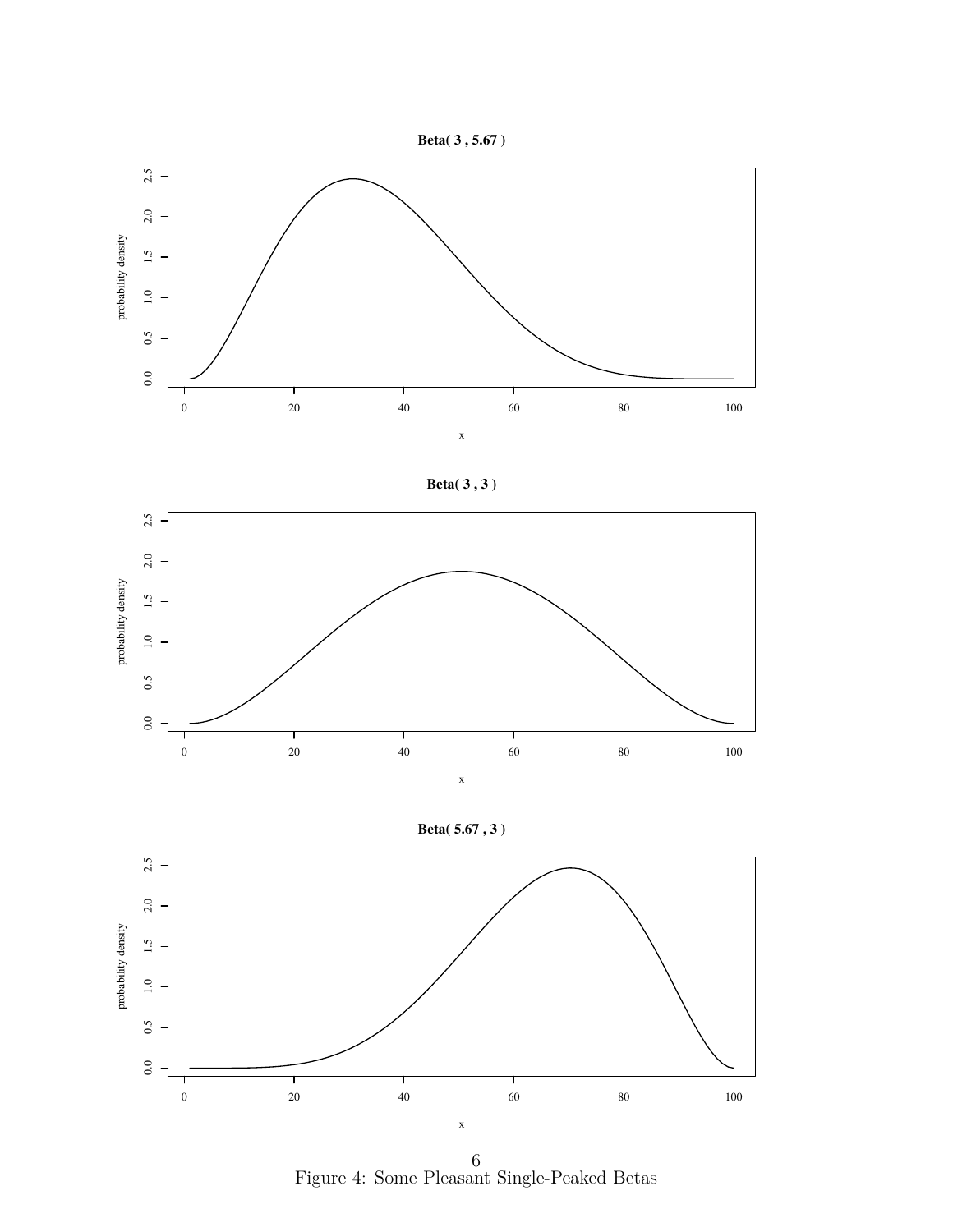Figure 4: Some Pleasant Single-Peaked Betas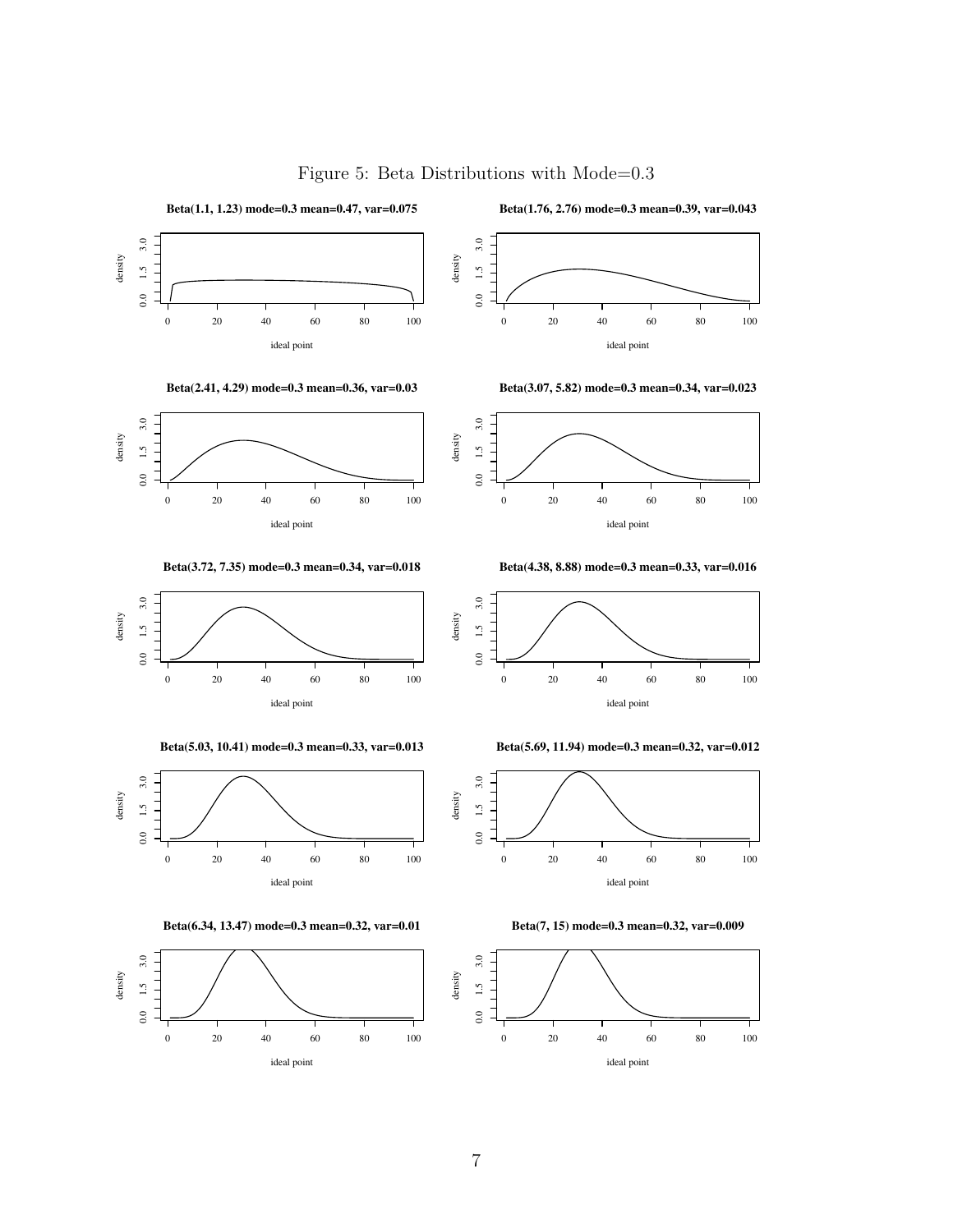Figure 5: Beta Distributions with Mode=0.3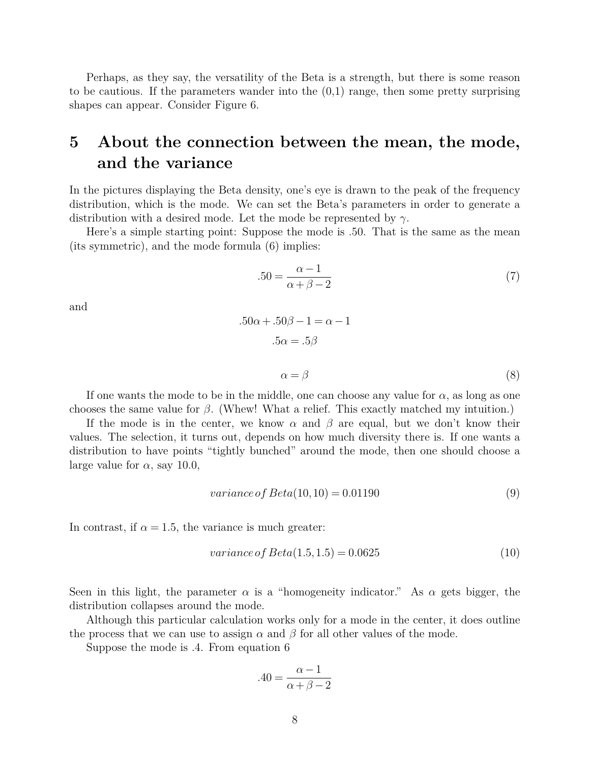Perhaps, as they say, the versatility of the Beta is a strength, but there is some reason to be cautious. If the parameters wander into the (0,1) range, then some pretty surprising shapes can appear. Consider Figure 6.

## 5 About the connection between the mean, the mode, and the variance

In the pictures displaying the Beta density, one's eye is drawn to the peak of the frequency distribution, which is the mode. We can set the Beta's parameters in order to generate a distribution with a desired mode. Let the mode be represented by $\gamma$.

Here's a simple starting point: Suppose the mode is .50. That is the same as the mean (its symmetric), and the mode formula (6) implies:

$$.50 = \frac{\alpha - 1}{\alpha + \beta - 2} \tag{7}$$

and

$$.50\alpha + .50\beta - 1 = \alpha - 1$$

$$.5\alpha = .5\beta$$

$$\alpha = \beta \tag{8}$$

If one wants the mode to be in the middle, one can choose any value for $\alpha$, as long as one chooses the same value for $\beta$. (Whew! What a relief. This exactly matched my intuition.)

If the mode is in the center, we know $\alpha$ and $\beta$ are equal, but we don't know their values. The selection, it turns out, depends on how much diversity there is. If one wants a distribution to have points "tightly bunched" around the mode, then one should choose a large value for $\alpha$, say 10.0,

$$variance\, of\, Beta(10, 10) = 0.01190 \tag{9}$$

In contrast, if $\alpha = 1.5$, the variance is much greater:

$$variance\, of\, Beta(1.5, 1.5) = 0.0625 \tag{10}$$

Seen in this light, the parameter $\alpha$ is a "homogeneity indicator." As $\alpha$ gets bigger, the distribution collapses around the mode.

Although this particular calculation works only for a mode in the center, it does outline the process that we can use to assign $\alpha$ and $\beta$ for all other values of the mode.

Suppose the mode is .4. From equation 6

$$.40 = \frac{\alpha - 1}{\alpha + \beta - 2}$$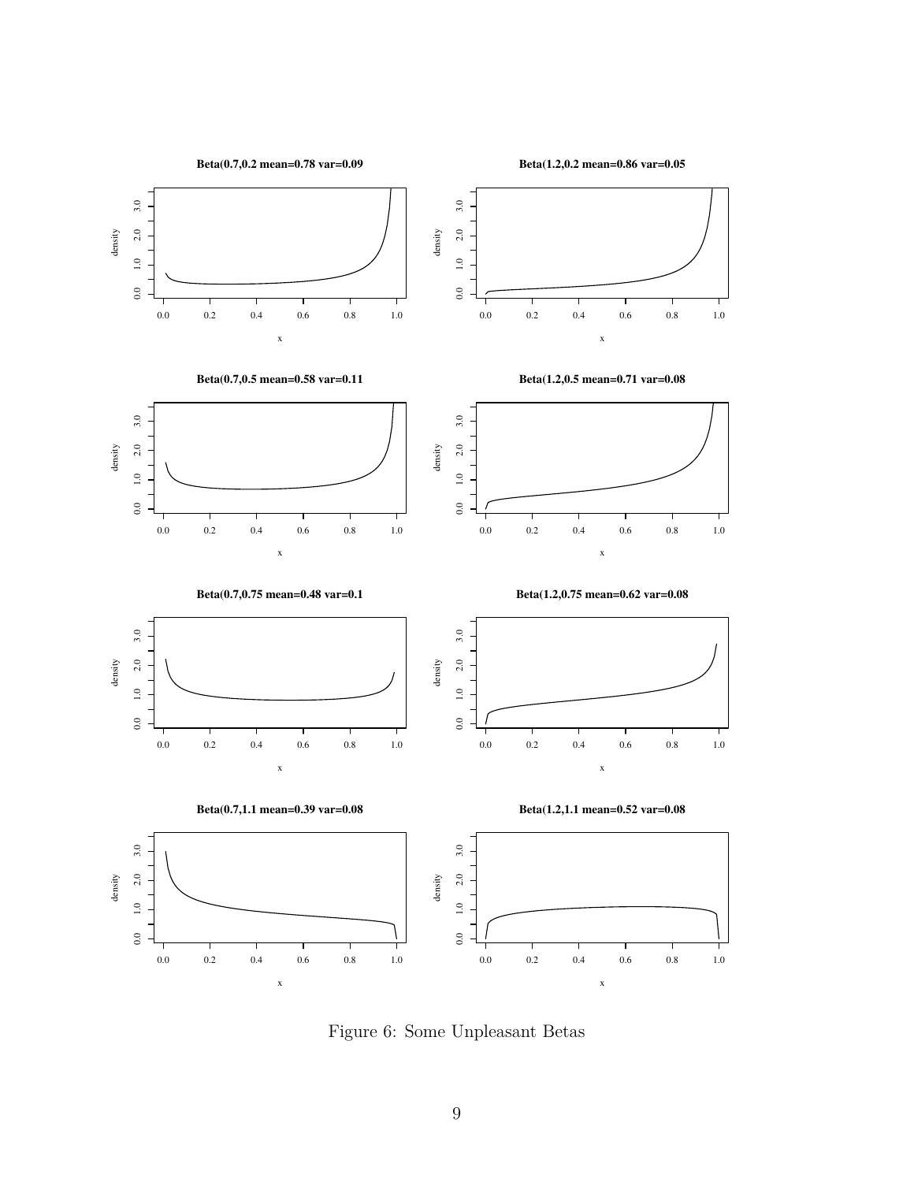Figure 6: Some Unpleasant Betas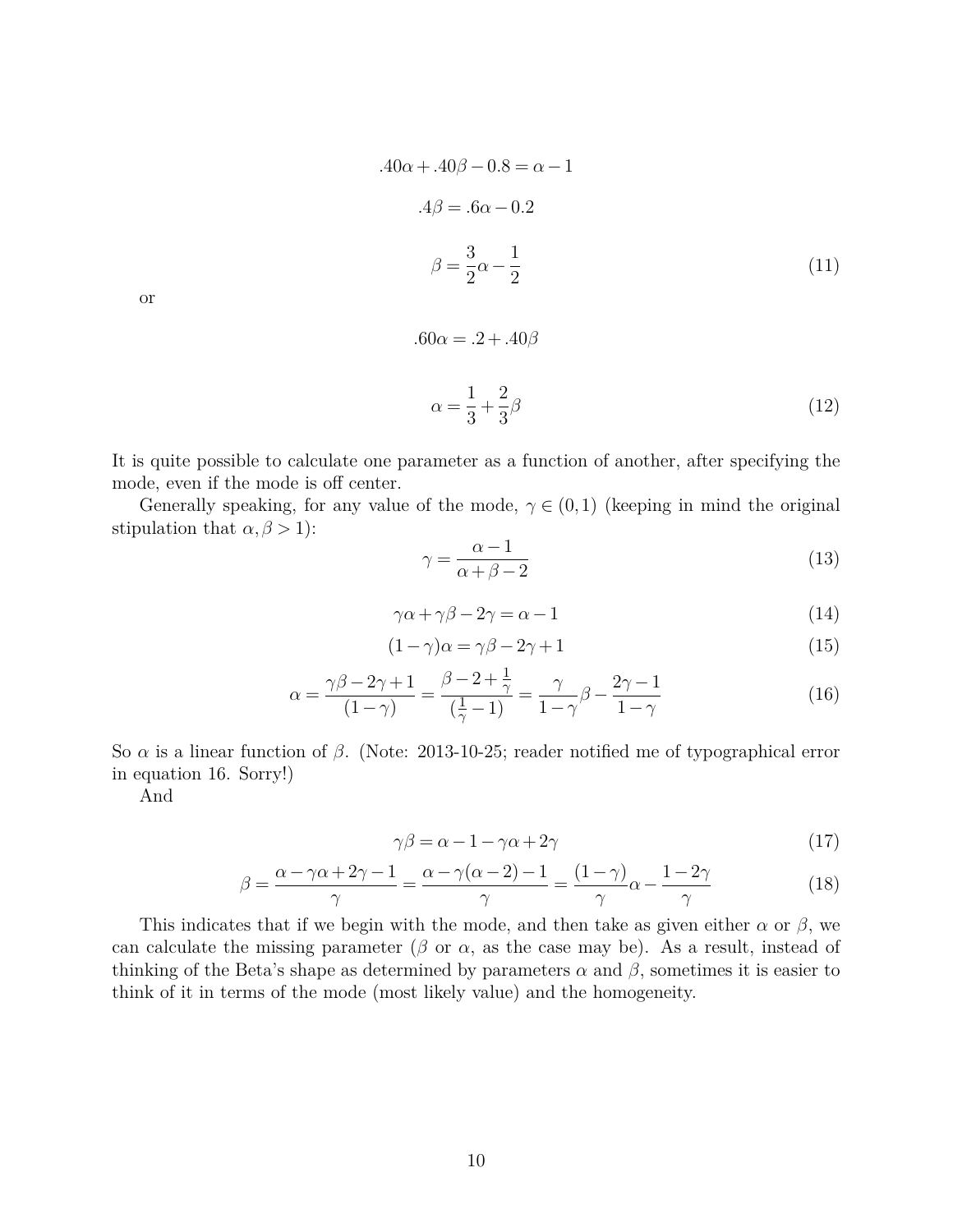$$.40\alpha + .40\beta - 0.8 = \alpha - 1$$

$$.4\beta = .6\alpha - 0.2$$

$$\beta = \frac{3}{2}\alpha - \frac{1}{2} \tag{11}$$

or

$$.60\alpha = .2 + .40\beta$$

$$\alpha = \frac{1}{3} + \frac{2}{3}\beta \tag{12}$$

It is quite possible to calculate one parameter as a function of another, after specifying the mode, even if the mode is off center.

Generally speaking, for any value of the mode, $\gamma \in (0,1)$ (keeping in mind the original stipulation that $\alpha, \beta > 1$):

$$\gamma = \frac{\alpha - 1}{\alpha + \beta - 2} \tag{13}$$

$$\gamma\alpha + \gamma\beta - 2\gamma = \alpha - 1 \tag{14}$$

$$(1-\gamma)\alpha = \gamma\beta - 2\gamma + 1 \tag{15}$$

$$\alpha = \frac{\gamma\beta - 2\gamma + 1}{(1-\gamma)} = \frac{\beta - 2 + \frac{1}{\gamma}}{(\frac{1}{\gamma} - 1)} = \frac{\gamma}{1-\gamma}\beta - \frac{2\gamma - 1}{1-\gamma} \tag{16}$$

So $\alpha$ is a linear function of $\beta$. (Note: 2013-10-25; reader notified me of typographical error in equation 16. Sorry!)

And

$$\gamma\beta = \alpha - 1 - \gamma\alpha + 2\gamma \tag{17}$$

$$\beta = \frac{\alpha - \gamma\alpha + 2\gamma - 1}{\gamma} = \frac{\alpha - \gamma(\alpha - 2) - 1}{\gamma} = \frac{(1-\gamma)}{\gamma}\alpha - \frac{1 - 2\gamma}{\gamma} \tag{18}$$

This indicates that if we begin with the mode, and then take as given either $\alpha$ or $\beta$, we can calculate the missing parameter ($\beta$ or $\alpha$, as the case may be). As a result, instead of thinking of the Beta's shape as determined by parameters $\alpha$ and $\beta$, sometimes it is easier to think of it in terms of the mode (most likely value) and the homogeneity.